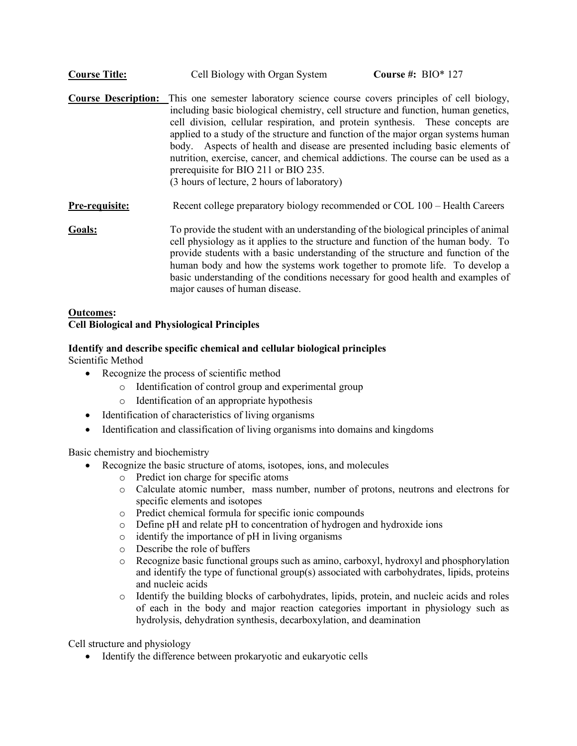**Course Title:** Cell Biology with Organ System **Course #:** BIO* 127

**Course Description:** This one semester laboratory science course covers principles of cell biology, including basic biological chemistry, cell structure and function, human genetics, cell division, cellular respiration, and protein synthesis. These concepts are applied to a study of the structure and function of the major organ systems human body. Aspects of health and disease are presented including basic elements of nutrition, exercise, cancer, and chemical addictions. The course can be used as a prerequisite for BIO 211 or BIO 235.
(3 hours of lecture, 2 hours of laboratory)

**Pre-requisite:** Recent college preparatory biology recommended or COL 100 – Health Careers

**Goals:** To provide the student with an understanding of the biological principles of animal cell physiology as it applies to the structure and function of the human body. To provide students with a basic understanding of the structure and function of the human body and how the systems work together to promote life. To develop a basic understanding of the conditions necessary for good health and examples of major causes of human disease.

**Outcomes:**
**Cell Biological and Physiological Principles**

**Identify and describe specific chemical and cellular biological principles**

Scientific Method

- Recognize the process of scientific method
  - Identification of control group and experimental group
  - Identification of an appropriate hypothesis
- Identification of characteristics of living organisms
- Identification and classification of living organisms into domains and kingdoms

Basic chemistry and biochemistry

- Recognize the basic structure of atoms, isotopes, ions, and molecules
  - Predict ion charge for specific atoms
  - Calculate atomic number, mass number, number of protons, neutrons and electrons for specific elements and isotopes
  - Predict chemical formula for specific ionic compounds
  - Define pH and relate pH to concentration of hydrogen and hydroxide ions
  - identify the importance of pH in living organisms
  - Describe the role of buffers
  - Recognize basic functional groups such as amino, carboxyl, hydroxyl and phosphorylation and identify the type of functional group(s) associated with carbohydrates, lipids, proteins and nucleic acids
  - Identify the building blocks of carbohydrates, lipids, protein, and nucleic acids and roles of each in the body and major reaction categories important in physiology such as hydrolysis, dehydration synthesis, decarboxylation, and deamination

Cell structure and physiology

- Identify the difference between prokaryotic and eukaryotic cells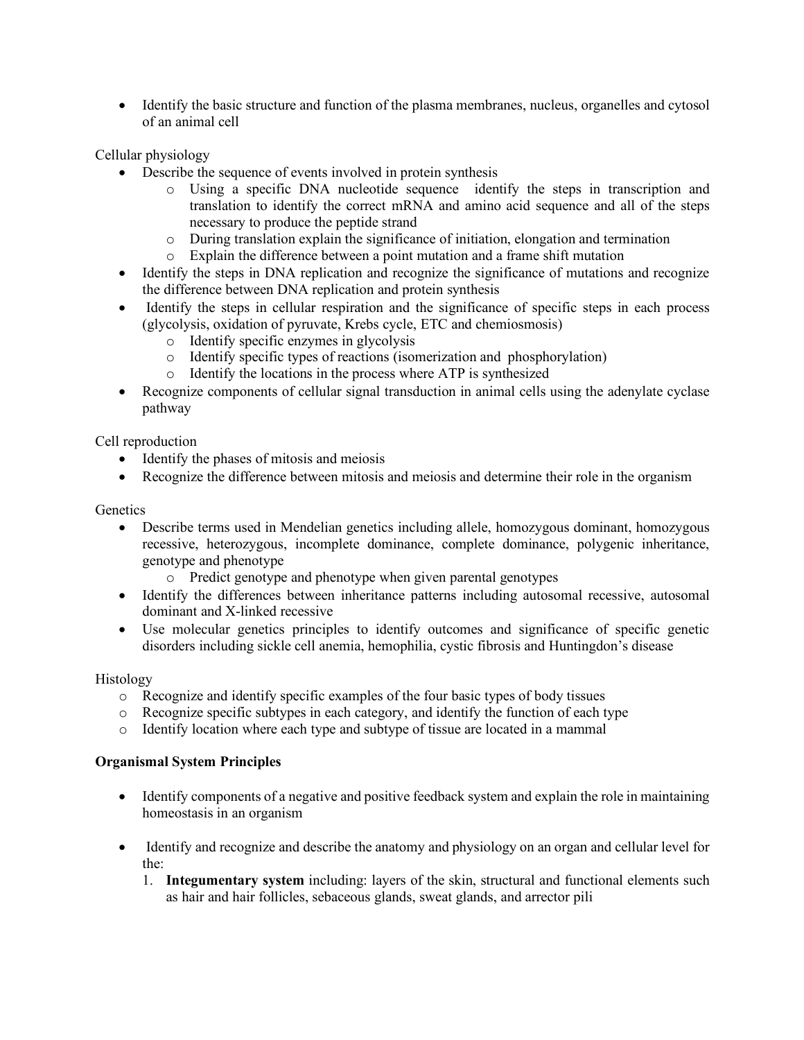- Identify the basic structure and function of the plasma membranes, nucleus, organelles and cytosol of an animal cell

Cellular physiology

- Describe the sequence of events involved in protein synthesis
  - Using a specific DNA nucleotide sequence identify the steps in transcription and translation to identify the correct mRNA and amino acid sequence and all of the steps necessary to produce the peptide strand
  - During translation explain the significance of initiation, elongation and termination
  - Explain the difference between a point mutation and a frame shift mutation
- Identify the steps in DNA replication and recognize the significance of mutations and recognize the difference between DNA replication and protein synthesis
- Identify the steps in cellular respiration and the significance of specific steps in each process (glycolysis, oxidation of pyruvate, Krebs cycle, ETC and chemiosmosis)
  - Identify specific enzymes in glycolysis
  - Identify specific types of reactions (isomerization and phosphorylation)
  - Identify the locations in the process where ATP is synthesized
- Recognize components of cellular signal transduction in animal cells using the adenylate cyclase pathway

Cell reproduction

- Identify the phases of mitosis and meiosis
- Recognize the difference between mitosis and meiosis and determine their role in the organism

Genetics

- Describe terms used in Mendelian genetics including allele, homozygous dominant, homozygous recessive, heterozygous, incomplete dominance, complete dominance, polygenic inheritance, genotype and phenotype
  - Predict genotype and phenotype when given parental genotypes
- Identify the differences between inheritance patterns including autosomal recessive, autosomal dominant and X-linked recessive
- Use molecular genetics principles to identify outcomes and significance of specific genetic disorders including sickle cell anemia, hemophilia, cystic fibrosis and Huntingdon's disease

Histology

- Recognize and identify specific examples of the four basic types of body tissues
- Recognize specific subtypes in each category, and identify the function of each type
- Identify location where each type and subtype of tissue are located in a mammal

**Organismal System Principles**

- Identify components of a negative and positive feedback system and explain the role in maintaining homeostasis in an organism

- Identify and recognize and describe the anatomy and physiology on an organ and cellular level for the:
  1. **Integumentary system** including: layers of the skin, structural and functional elements such as hair and hair follicles, sebaceous glands, sweat glands, and arrector pili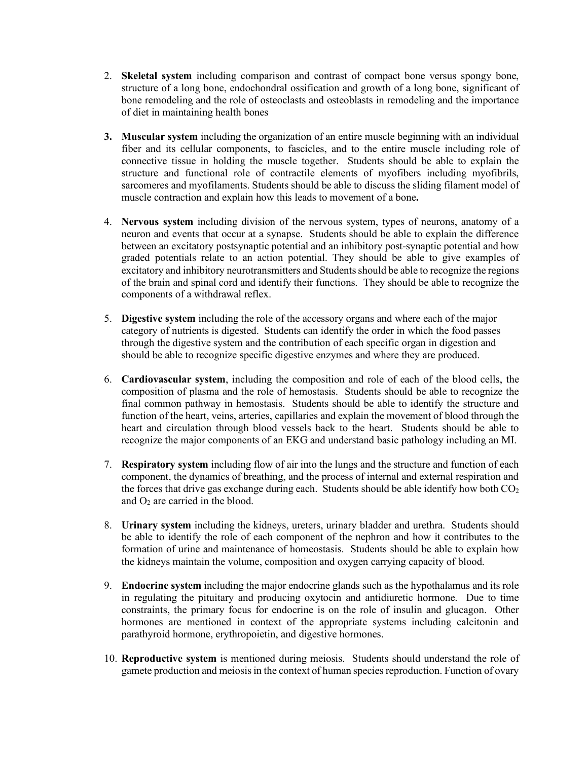2. **Skeletal system** including comparison and contrast of compact bone versus spongy bone, structure of a long bone, endochondral ossification and growth of a long bone, significant of bone remodeling and the role of osteoclasts and osteoblasts in remodeling and the importance of diet in maintaining health bones

3. **Muscular system** including the organization of an entire muscle beginning with an individual fiber and its cellular components, to fascicles, and to the entire muscle including role of connective tissue in holding the muscle together. Students should be able to explain the structure and functional role of contractile elements of myofibers including myofibrils, sarcomeres and myofilaments. Students should be able to discuss the sliding filament model of muscle contraction and explain how this leads to movement of a bone**.**

4. **Nervous system** including division of the nervous system, types of neurons, anatomy of a neuron and events that occur at a synapse. Students should be able to explain the difference between an excitatory postsynaptic potential and an inhibitory post-synaptic potential and how graded potentials relate to an action potential. They should be able to give examples of excitatory and inhibitory neurotransmitters and Students should be able to recognize the regions of the brain and spinal cord and identify their functions. They should be able to recognize the components of a withdrawal reflex.

5. **Digestive system** including the role of the accessory organs and where each of the major category of nutrients is digested. Students can identify the order in which the food passes through the digestive system and the contribution of each specific organ in digestion and should be able to recognize specific digestive enzymes and where they are produced.

6. **Cardiovascular system**, including the composition and role of each of the blood cells, the composition of plasma and the role of hemostasis. Students should be able to recognize the final common pathway in hemostasis. Students should be able to identify the structure and function of the heart, veins, arteries, capillaries and explain the movement of blood through the heart and circulation through blood vessels back to the heart. Students should be able to recognize the major components of an EKG and understand basic pathology including an MI.

7. **Respiratory system** including flow of air into the lungs and the structure and function of each component, the dynamics of breathing, and the process of internal and external respiration and the forces that drive gas exchange during each. Students should be able identify how both $CO_2$ and $O_2$ are carried in the blood.

8. **Urinary system** including the kidneys, ureters, urinary bladder and urethra. Students should be able to identify the role of each component of the nephron and how it contributes to the formation of urine and maintenance of homeostasis. Students should be able to explain how the kidneys maintain the volume, composition and oxygen carrying capacity of blood.

9. **Endocrine system** including the major endocrine glands such as the hypothalamus and its role in regulating the pituitary and producing oxytocin and antidiuretic hormone. Due to time constraints, the primary focus for endocrine is on the role of insulin and glucagon. Other hormones are mentioned in context of the appropriate systems including calcitonin and parathyroid hormone, erythropoietin, and digestive hormones.

10. **Reproductive system** is mentioned during meiosis. Students should understand the role of gamete production and meiosis in the context of human species reproduction. Function of ovary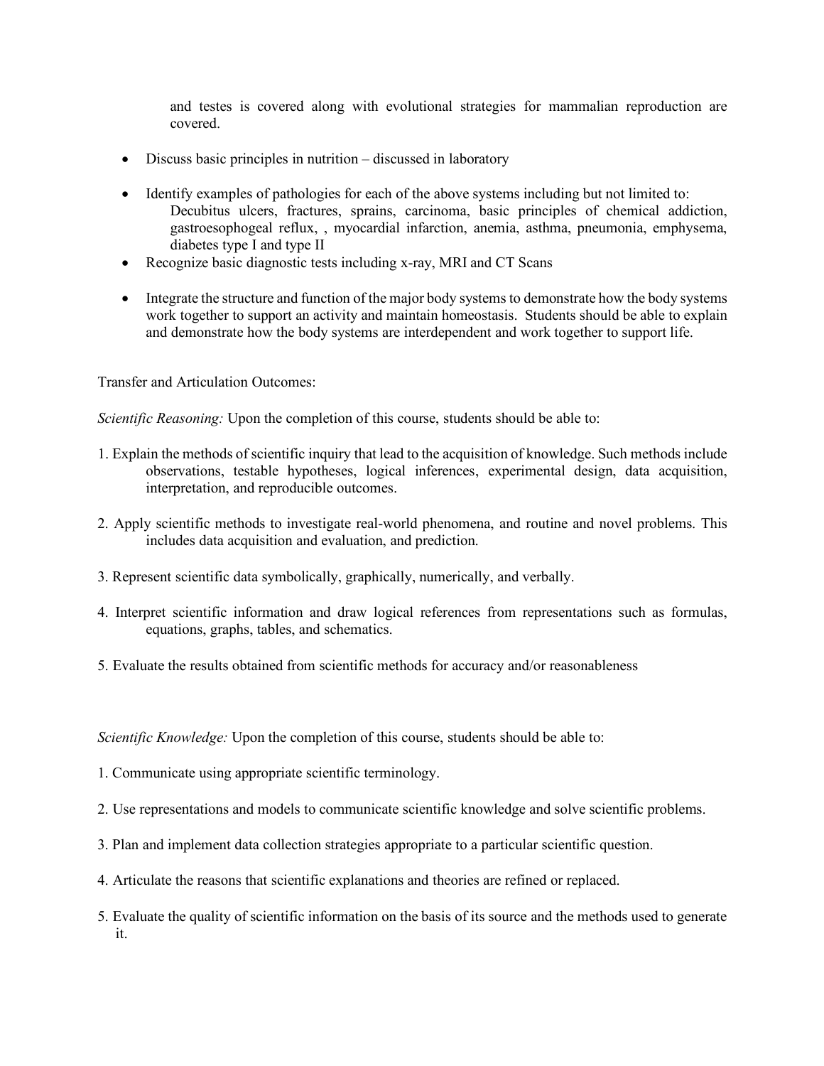and testes is covered along with evolutional strategies for mammalian reproduction are covered.

- Discuss basic principles in nutrition – discussed in laboratory

- Identify examples of pathologies for each of the above systems including but not limited to: Decubitus ulcers, fractures, sprains, carcinoma, basic principles of chemical addiction, gastroesophogeal reflux, , myocardial infarction, anemia, asthma, pneumonia, emphysema, diabetes type I and type II
- Recognize basic diagnostic tests including x-ray, MRI and CT Scans

- Integrate the structure and function of the major body systems to demonstrate how the body systems work together to support an activity and maintain homeostasis. Students should be able to explain and demonstrate how the body systems are interdependent and work together to support life.

Transfer and Articulation Outcomes:

*Scientific Reasoning:* Upon the completion of this course, students should be able to:

1. Explain the methods of scientific inquiry that lead to the acquisition of knowledge. Such methods include observations, testable hypotheses, logical inferences, experimental design, data acquisition, interpretation, and reproducible outcomes.

2. Apply scientific methods to investigate real-world phenomena, and routine and novel problems. This includes data acquisition and evaluation, and prediction.

3. Represent scientific data symbolically, graphically, numerically, and verbally.

4. Interpret scientific information and draw logical references from representations such as formulas, equations, graphs, tables, and schematics.

5. Evaluate the results obtained from scientific methods for accuracy and/or reasonableness

*Scientific Knowledge:* Upon the completion of this course, students should be able to:

1. Communicate using appropriate scientific terminology.

2. Use representations and models to communicate scientific knowledge and solve scientific problems.

3. Plan and implement data collection strategies appropriate to a particular scientific question.

4. Articulate the reasons that scientific explanations and theories are refined or replaced.

5. Evaluate the quality of scientific information on the basis of its source and the methods used to generate it.